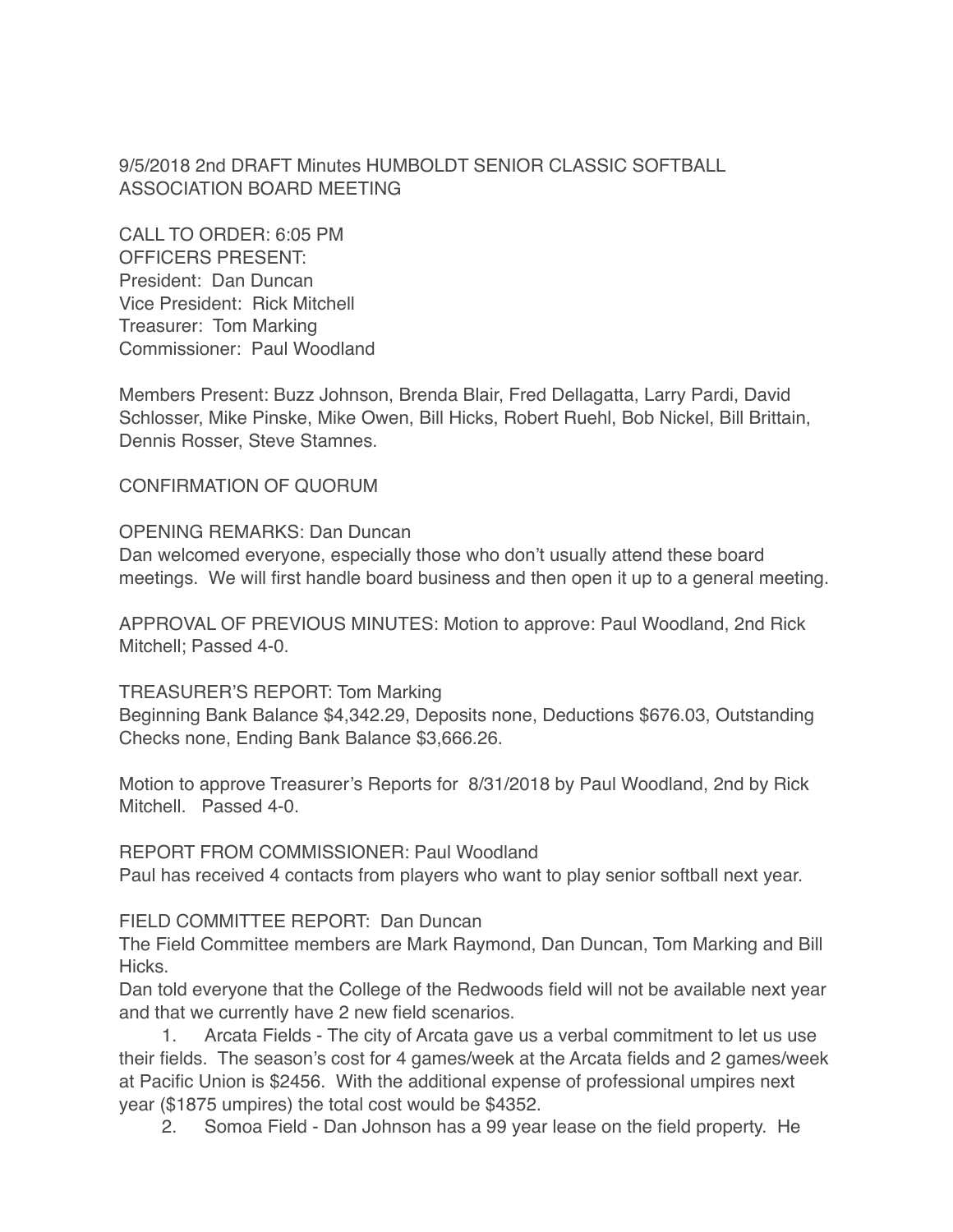9/5/2018 2nd DRAFT Minutes HUMBOLDT SENIOR CLASSIC SOFTBALL ASSOCIATION BOARD MEETING

CALL TO ORDER: 6:05 PM
OFFICERS PRESENT:
President: Dan Duncan
Vice President: Rick Mitchell
Treasurer: Tom Marking
Commissioner: Paul Woodland

Members Present: Buzz Johnson, Brenda Blair, Fred Dellagatta, Larry Pardi, David Schlosser, Mike Pinske, Mike Owen, Bill Hicks, Robert Ruehl, Bob Nickel, Bill Brittain, Dennis Rosser, Steve Stamnes.

CONFIRMATION OF QUORUM

OPENING REMARKS: Dan Duncan
Dan welcomed everyone, especially those who don't usually attend these board meetings. We will first handle board business and then open it up to a general meeting.

APPROVAL OF PREVIOUS MINUTES: Motion to approve: Paul Woodland, 2nd Rick Mitchell; Passed 4-0.

TREASURER'S REPORT: Tom Marking
Beginning Bank Balance $4,342.29, Deposits none, Deductions $676.03, Outstanding Checks none, Ending Bank Balance $3,666.26.

Motion to approve Treasurer's Reports for 8/31/2018 by Paul Woodland, 2nd by Rick Mitchell. Passed 4-0.

REPORT FROM COMMISSIONER: Paul Woodland
Paul has received 4 contacts from players who want to play senior softball next year.

FIELD COMMITTEE REPORT: Dan Duncan
The Field Committee members are Mark Raymond, Dan Duncan, Tom Marking and Bill Hicks.
Dan told everyone that the College of the Redwoods field will not be available next year and that we currently have 2 new field scenarios.

1. Arcata Fields - The city of Arcata gave us a verbal commitment to let us use their fields. The season's cost for 4 games/week at the Arcata fields and 2 games/week at Pacific Union is $2456. With the additional expense of professional umpires next year ($1875 umpires) the total cost would be $4352.
2. Somoa Field - Dan Johnson has a 99 year lease on the field property. He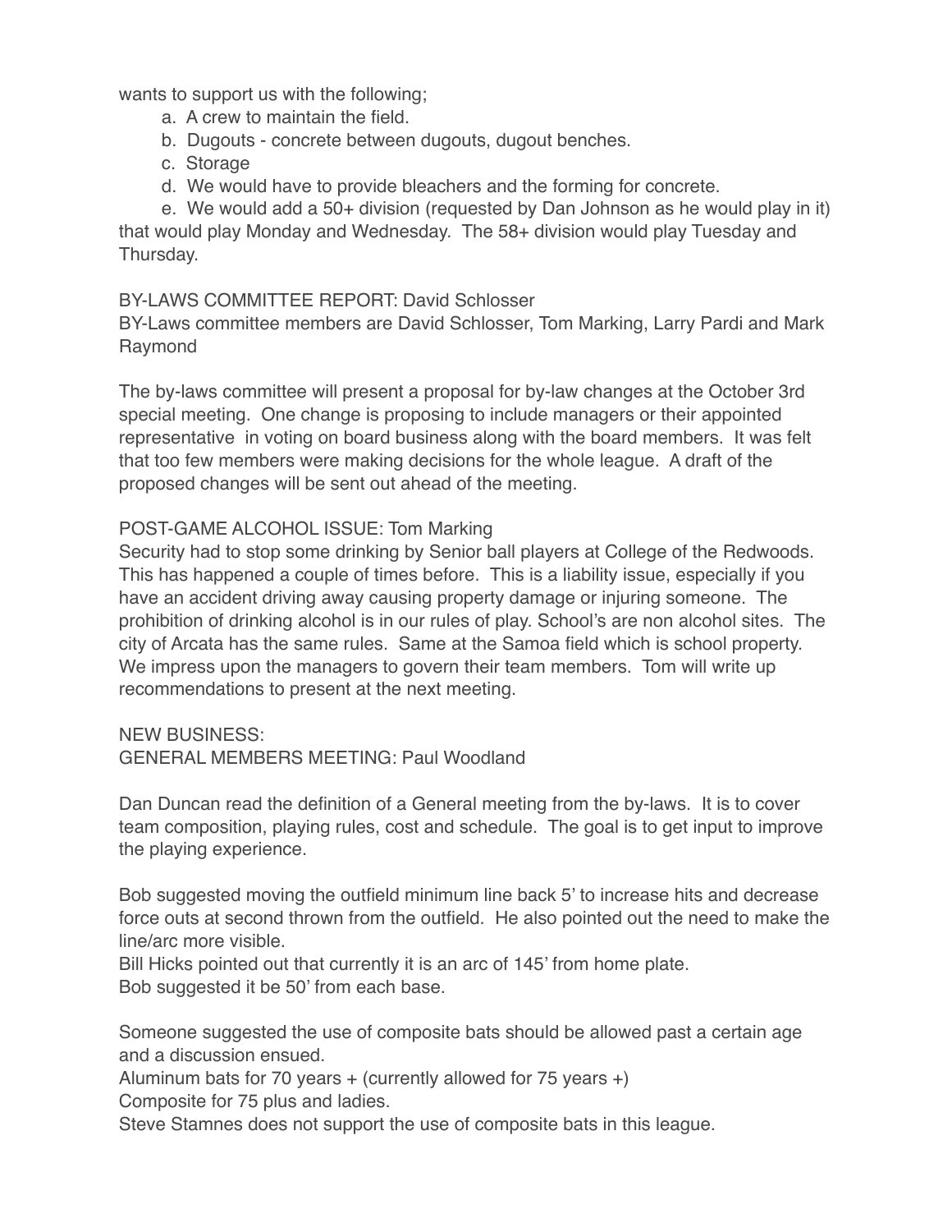wants to support us with the following;

a. A crew to maintain the field.
b. Dugouts - concrete between dugouts, dugout benches.
c. Storage
d. We would have to provide bleachers and the forming for concrete.
e. We would add a 50+ division (requested by Dan Johnson as he would play in it) that would play Monday and Wednesday. The 58+ division would play Tuesday and Thursday.

BY-LAWS COMMITTEE REPORT: David Schlosser
BY-Laws committee members are David Schlosser, Tom Marking, Larry Pardi and Mark Raymond

The by-laws committee will present a proposal for by-law changes at the October 3rd special meeting. One change is proposing to include managers or their appointed representative in voting on board business along with the board members. It was felt that too few members were making decisions for the whole league. A draft of the proposed changes will be sent out ahead of the meeting.

POST-GAME ALCOHOL ISSUE: Tom Marking
Security had to stop some drinking by Senior ball players at College of the Redwoods. This has happened a couple of times before. This is a liability issue, especially if you have an accident driving away causing property damage or injuring someone. The prohibition of drinking alcohol is in our rules of play. School's are non alcohol sites. The city of Arcata has the same rules. Same at the Samoa field which is school property. We impress upon the managers to govern their team members. Tom will write up recommendations to present at the next meeting.

NEW BUSINESS:
GENERAL MEMBERS MEETING: Paul Woodland

Dan Duncan read the definition of a General meeting from the by-laws. It is to cover team composition, playing rules, cost and schedule. The goal is to get input to improve the playing experience.

Bob suggested moving the outfield minimum line back 5' to increase hits and decrease force outs at second thrown from the outfield. He also pointed out the need to make the line/arc more visible.
Bill Hicks pointed out that currently it is an arc of 145' from home plate.
Bob suggested it be 50' from each base.

Someone suggested the use of composite bats should be allowed past a certain age and a discussion ensued.
Aluminum bats for 70 years + (currently allowed for 75 years +)
Composite for 75 plus and ladies.
Steve Stamnes does not support the use of composite bats in this league.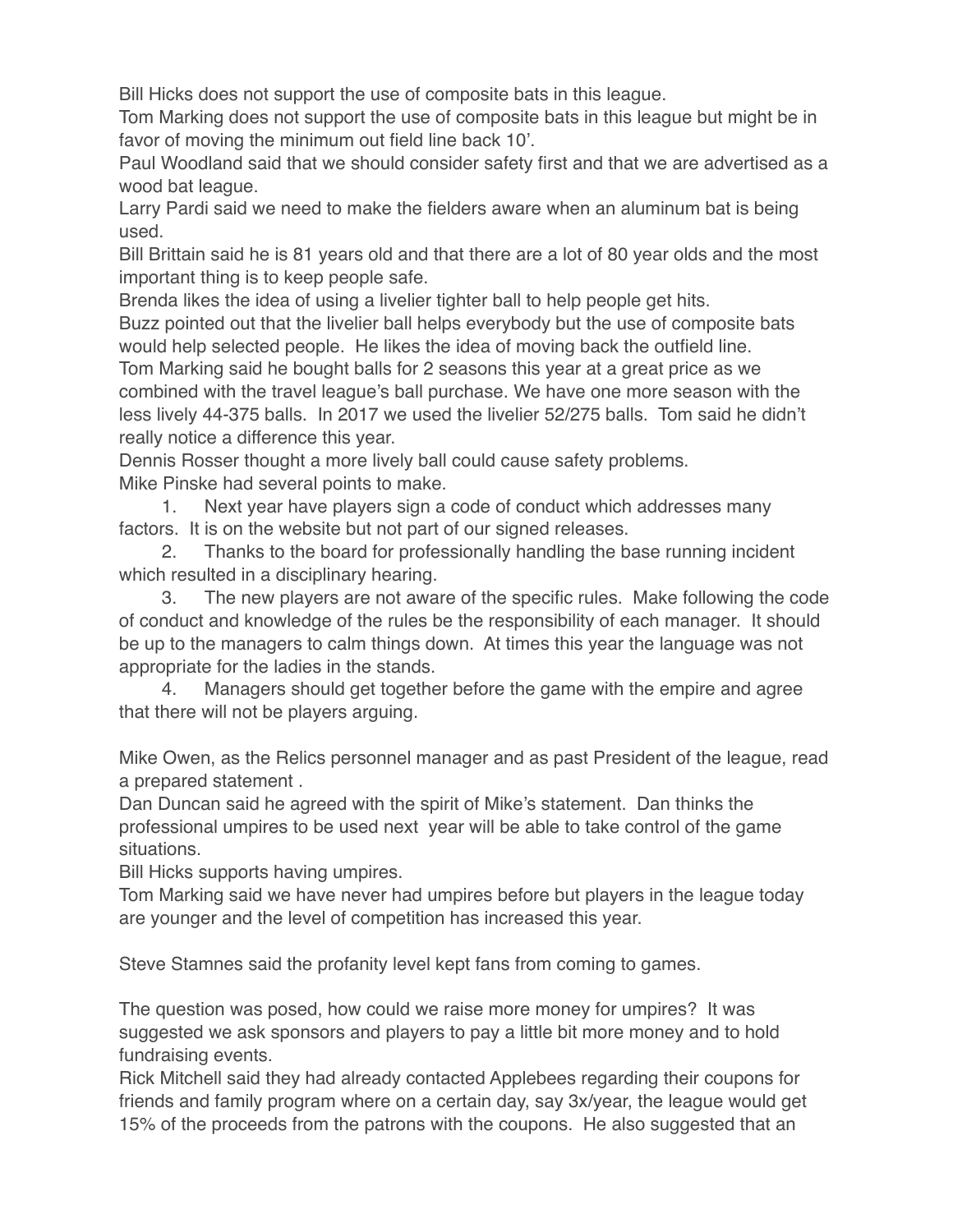Bill Hicks does not support the use of composite bats in this league.

Tom Marking does not support the use of composite bats in this league but might be in favor of moving the minimum out field line back 10'.

Paul Woodland said that we should consider safety first and that we are advertised as a wood bat league.

Larry Pardi said we need to make the fielders aware when an aluminum bat is being used.

Bill Brittain said he is 81 years old and that there are a lot of 80 year olds and the most important thing is to keep people safe.

Brenda likes the idea of using a livelier tighter ball to help people get hits.

Buzz pointed out that the livelier ball helps everybody but the use of composite bats would help selected people. He likes the idea of moving back the outfield line.

Tom Marking said he bought balls for 2 seasons this year at a great price as we combined with the travel league's ball purchase. We have one more season with the less lively 44-375 balls. In 2017 we used the livelier 52/275 balls. Tom said he didn't really notice a difference this year.

Dennis Rosser thought a more lively ball could cause safety problems.

Mike Pinske had several points to make.

1. Next year have players sign a code of conduct which addresses many factors. It is on the website but not part of our signed releases.
2. Thanks to the board for professionally handling the base running incident which resulted in a disciplinary hearing.
3. The new players are not aware of the specific rules. Make following the code of conduct and knowledge of the rules be the responsibility of each manager. It should be up to the managers to calm things down. At times this year the language was not appropriate for the ladies in the stands.
4. Managers should get together before the game with the empire and agree that there will not be players arguing.

Mike Owen, as the Relics personnel manager and as past President of the league, read a prepared statement .

Dan Duncan said he agreed with the spirit of Mike's statement. Dan thinks the professional umpires to be used next year will be able to take control of the game situations.

Bill Hicks supports having umpires.

Tom Marking said we have never had umpires before but players in the league today are younger and the level of competition has increased this year.

Steve Stamnes said the profanity level kept fans from coming to games.

The question was posed, how could we raise more money for umpires? It was suggested we ask sponsors and players to pay a little bit more money and to hold fundraising events.

Rick Mitchell said they had already contacted Applebees regarding their coupons for friends and family program where on a certain day, say 3x/year, the league would get 15% of the proceeds from the patrons with the coupons. He also suggested that an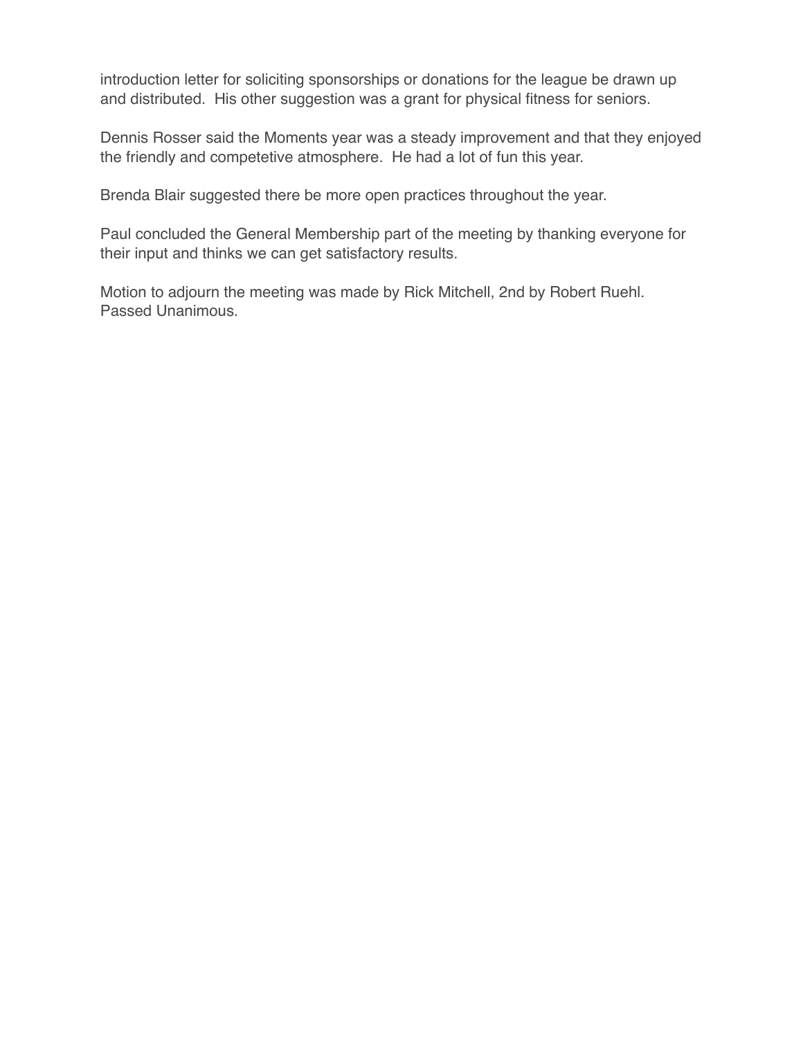introduction letter for soliciting sponsorships or donations for the league be drawn up and distributed. His other suggestion was a grant for physical fitness for seniors.

Dennis Rosser said the Moments year was a steady improvement and that they enjoyed the friendly and competetive atmosphere. He had a lot of fun this year.

Brenda Blair suggested there be more open practices throughout the year.

Paul concluded the General Membership part of the meeting by thanking everyone for their input and thinks we can get satisfactory results.

Motion to adjourn the meeting was made by Rick Mitchell, 2nd by Robert Ruehl. Passed Unanimous.